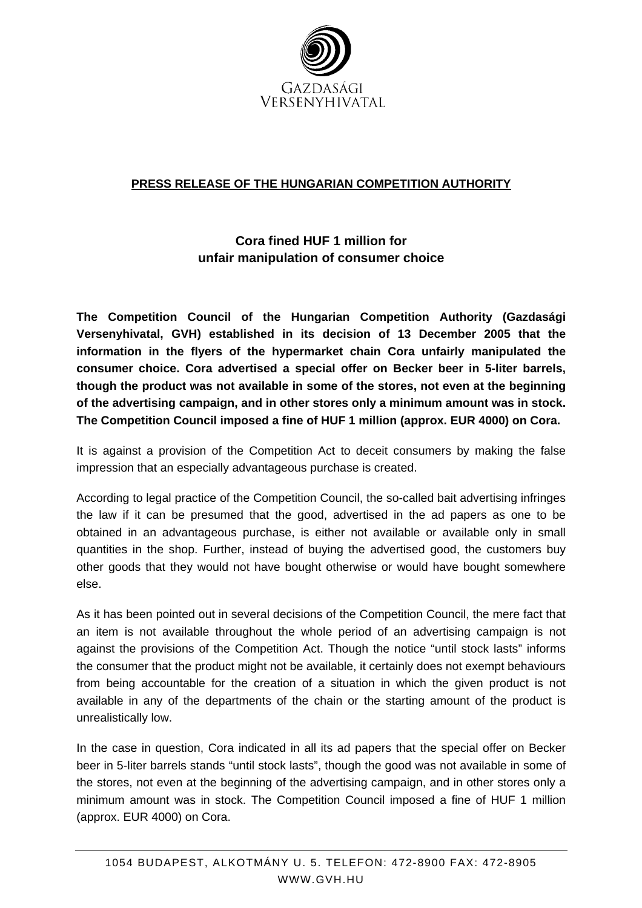GAZDASÁGI
VERSENYHIVATAL

**PRESS RELEASE OF THE HUNGARIAN COMPETITION AUTHORITY**

## Cora fined HUF 1 million for unfair manipulation of consumer choice

**The Competition Council of the Hungarian Competition Authority (Gazdasági Versenyhivatal, GVH) established in its decision of 13 December 2005 that the information in the flyers of the hypermarket chain Cora unfairly manipulated the consumer choice. Cora advertised a special offer on Becker beer in 5-liter barrels, though the product was not available in some of the stores, not even at the beginning of the advertising campaign, and in other stores only a minimum amount was in stock. The Competition Council imposed a fine of HUF 1 million (approx. EUR 4000) on Cora.**

It is against a provision of the Competition Act to deceit consumers by making the false impression that an especially advantageous purchase is created.

According to legal practice of the Competition Council, the so-called bait advertising infringes the law if it can be presumed that the good, advertised in the ad papers as one to be obtained in an advantageous purchase, is either not available or available only in small quantities in the shop. Further, instead of buying the advertised good, the customers buy other goods that they would not have bought otherwise or would have bought somewhere else.

As it has been pointed out in several decisions of the Competition Council, the mere fact that an item is not available throughout the whole period of an advertising campaign is not against the provisions of the Competition Act. Though the notice "until stock lasts" informs the consumer that the product might not be available, it certainly does not exempt behaviours from being accountable for the creation of a situation in which the given product is not available in any of the departments of the chain or the starting amount of the product is unrealistically low.

In the case in question, Cora indicated in all its ad papers that the special offer on Becker beer in 5-liter barrels stands "until stock lasts", though the good was not available in some of the stores, not even at the beginning of the advertising campaign, and in other stores only a minimum amount was in stock. The Competition Council imposed a fine of HUF 1 million (approx. EUR 4000) on Cora.

1054 BUDAPEST, ALKOTMÁNY U. 5. TELEFON: 472-8900 FAX: 472-8905
WWW.GVH.HU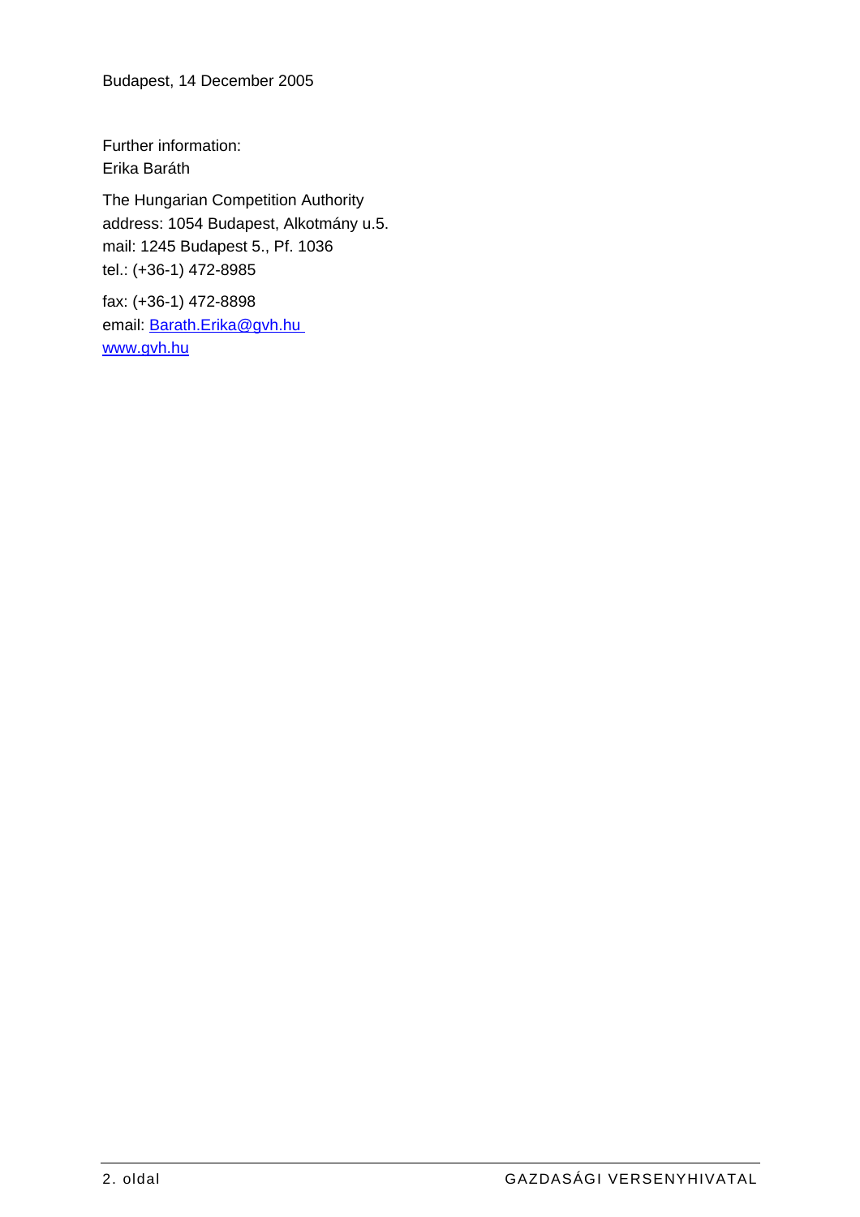Budapest, 14 December 2005

Further information:
Erika Baráth

The Hungarian Competition Authority
address: 1054 Budapest, Alkotmány u.5.
mail: 1245 Budapest 5., Pf. 1036
tel.: (+36-1) 472-8985

fax: (+36-1) 472-8898
email: Barath.Erika@gvh.hu
www.gvh.hu